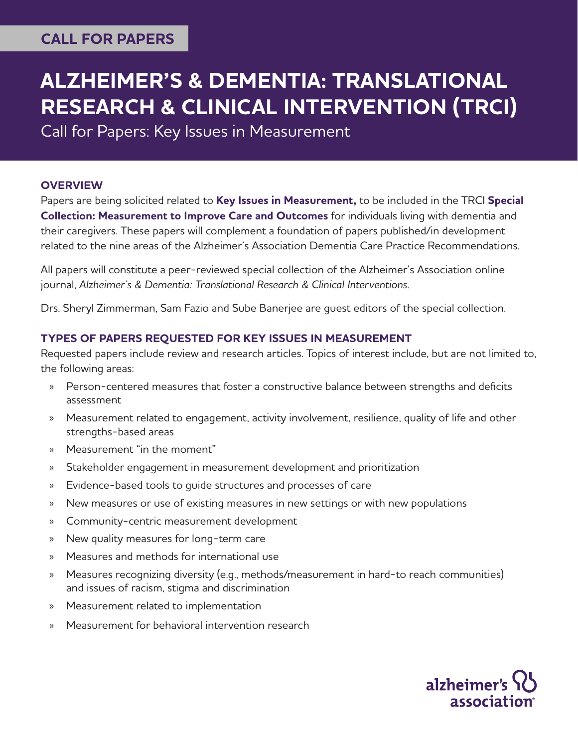CALL FOR PAPERS

# ALZHEIMER'S & DEMENTIA: TRANSLATIONAL RESEARCH & CLINICAL INTERVENTION (TRCI)

Call for Papers: Key Issues in Measurement

## OVERVIEW

Papers are being solicited related to **Key Issues in Measurement,** to be included in the TRCI **Special Collection: Measurement to Improve Care and Outcomes** for individuals living with dementia and their caregivers. These papers will complement a foundation of papers published/in development related to the nine areas of the Alzheimer's Association Dementia Care Practice Recommendations.

All papers will constitute a peer-reviewed special collection of the Alzheimer's Association online journal, *Alzheimer's & Dementia: Translational Research & Clinical Interventions*.

Drs. Sheryl Zimmerman, Sam Fazio and Sube Banerjee are guest editors of the special collection.

## TYPES OF PAPERS REQUESTED FOR KEY ISSUES IN MEASUREMENT

Requested papers include review and research articles. Topics of interest include, but are not limited to, the following areas:

- Person-centered measures that foster a constructive balance between strengths and deficits assessment
- Measurement related to engagement, activity involvement, resilience, quality of life and other strengths-based areas
- Measurement "in the moment"
- Stakeholder engagement in measurement development and prioritization
- Evidence-based tools to guide structures and processes of care
- New measures or use of existing measures in new settings or with new populations
- Community-centric measurement development
- New quality measures for long-term care
- Measures and methods for international use
- Measures recognizing diversity (e.g., methods/measurement in hard-to reach communities) and issues of racism, stigma and discrimination
- Measurement related to implementation
- Measurement for behavioral intervention research

alzheimer's association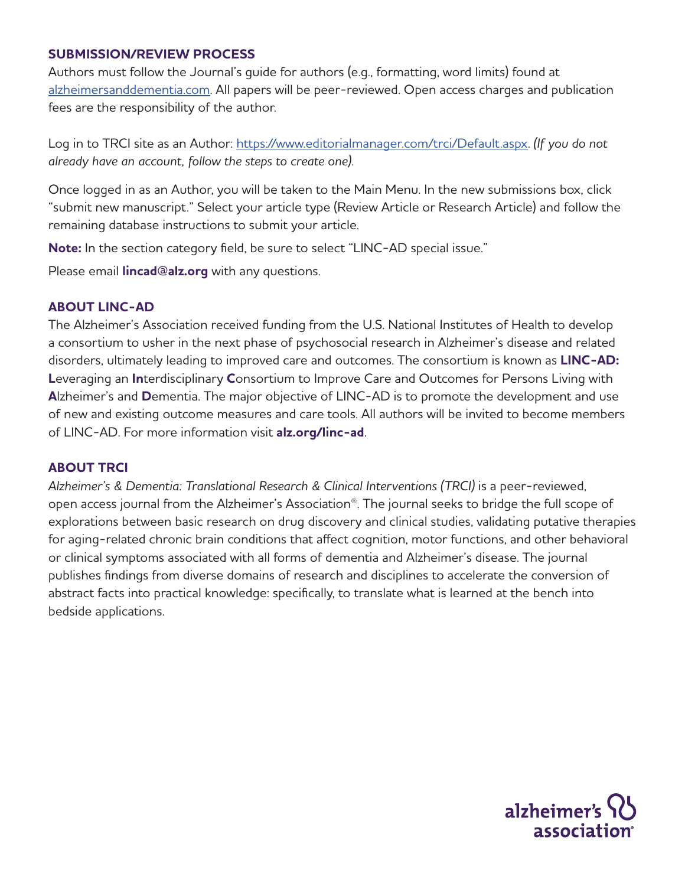## SUBMISSION/REVIEW PROCESS

Authors must follow the Journal's guide for authors (e.g., formatting, word limits) found at [alzheimersanddementia.com](alzheimersanddementia.com). All papers will be peer-reviewed. Open access charges and publication fees are the responsibility of the author.

Log in to TRCI site as an Author: [https://www.editorialmanager.com/trci/Default.aspx](https://www.editorialmanager.com/trci/Default.aspx). *(If you do not already have an account, follow the steps to create one).*

Once logged in as an Author, you will be taken to the Main Menu. In the new submissions box, click "submit new manuscript." Select your article type (Review Article or Research Article) and follow the remaining database instructions to submit your article.

**Note:** In the section category field, be sure to select "LINC-AD special issue."

Please email **lincad@alz.org** with any questions.

## ABOUT LINC-AD

The Alzheimer's Association received funding from the U.S. National Institutes of Health to develop a consortium to usher in the next phase of psychosocial research in Alzheimer's disease and related disorders, ultimately leading to improved care and outcomes. The consortium is known as **LINC-AD:** **L**everaging an **In**terdisciplinary **C**onsortium to Improve Care and Outcomes for Persons Living with **A**lzheimer's and **D**ementia. The major objective of LINC-AD is to promote the development and use of new and existing outcome measures and care tools. All authors will be invited to become members of LINC-AD. For more information visit **alz.org/linc-ad**.

## ABOUT TRCI

*Alzheimer's & Dementia: Translational Research & Clinical Interventions (TRCI)* is a peer-reviewed, open access journal from the Alzheimer's Association®. The journal seeks to bridge the full scope of explorations between basic research on drug discovery and clinical studies, validating putative therapies for aging-related chronic brain conditions that affect cognition, motor functions, and other behavioral or clinical symptoms associated with all forms of dementia and Alzheimer's disease. The journal publishes findings from diverse domains of research and disciplines to accelerate the conversion of abstract facts into practical knowledge: specifically, to translate what is learned at the bench into bedside applications.

alzheimer's association®